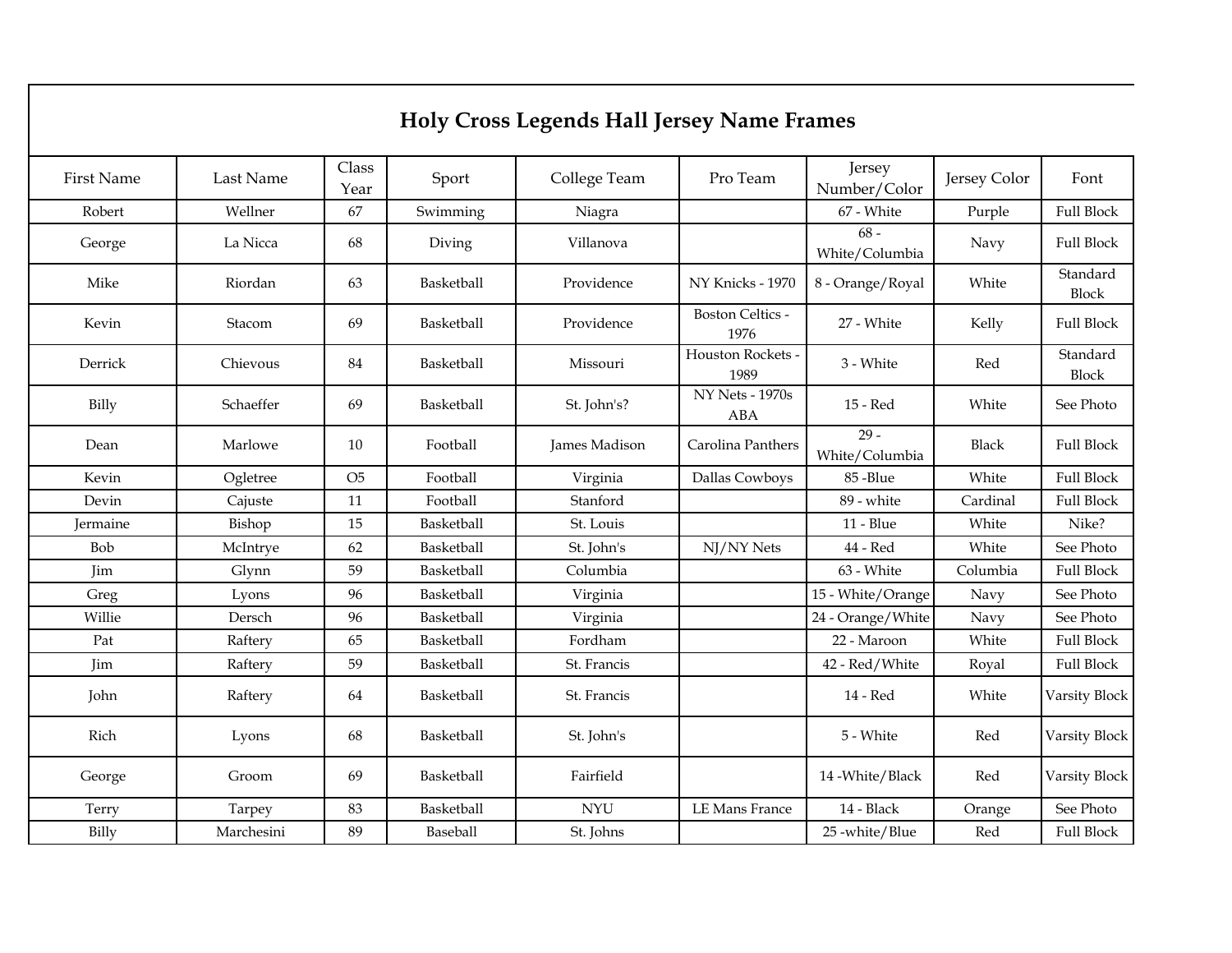# Holy Cross Legends Hall Jersey Name Frames

| First Name | Last Name | Class Year | Sport | College Team | Pro Team | Jersey Number/Color | Jersey Color | Font |
|---|---|---|---|---|---|---|---|---|
| Robert | Wellner | 67 | Swimming | Niagra | | 67 - White | Purple | Full Block |
| George | La Nicca | 68 | Diving | Villanova | | 68 - White/Columbia | Navy | Full Block |
| Mike | Riordan | 63 | Basketball | Providence | NY Knicks - 1970 | 8 - Orange/Royal | White | Standard Block |
| Kevin | Stacom | 69 | Basketball | Providence | Boston Celtics - 1976 | 27 - White | Kelly | Full Block |
| Derrick | Chievous | 84 | Basketball | Missouri | Houston Rockets - 1989 | 3 - White | Red | Standard Block |
| Billy | Schaeffer | 69 | Basketball | St. John's? | NY Nets - 1970s ABA | 15 - Red | White | See Photo |
| Dean | Marlowe | 10 | Football | James Madison | Carolina Panthers | 29 - White/Columbia | Black | Full Block |
| Kevin | Ogletree | O5 | Football | Virginia | Dallas Cowboys | 85 -Blue | White | Full Block |
| Devin | Cajuste | 11 | Football | Stanford | | 89 - white | Cardinal | Full Block |
| Jermaine | Bishop | 15 | Basketball | St. Louis | | 11 - Blue | White | Nike? |
| Bob | McIntrye | 62 | Basketball | St. John's | NJ/NY Nets | 44 - Red | White | See Photo |
| Jim | Glynn | 59 | Basketball | Columbia | | 63 - White | Columbia | Full Block |
| Greg | Lyons | 96 | Basketball | Virginia | | 15 - White/Orange | Navy | See Photo |
| Willie | Dersch | 96 | Basketball | Virginia | | 24 - Orange/White | Navy | See Photo |
| Pat | Raftery | 65 | Basketball | Fordham | | 22 - Maroon | White | Full Block |
| Jim | Raftery | 59 | Basketball | St. Francis | | 42 - Red/White | Royal | Full Block |
| John | Raftery | 64 | Basketball | St. Francis | | 14 - Red | White | Varsity Block |
| Rich | Lyons | 68 | Basketball | St. John's | | 5 - White | Red | Varsity Block |
| George | Groom | 69 | Basketball | Fairfield | | 14 -White/Black | Red | Varsity Block |
| Terry | Tarpey | 83 | Basketball | NYU | LE Mans France | 14 - Black | Orange | See Photo |
| Billy | Marchesini | 89 | Baseball | St. Johns | | 25 -white/Blue | Red | Full Block |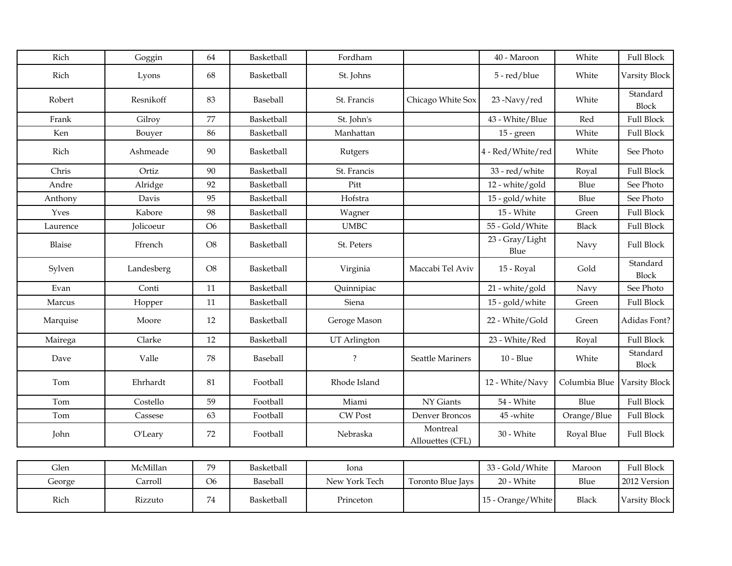| | | | | | | | | |
|---|---|---|---|---|---|---|---|---|
| Rich | Goggin | 64 | Basketball | Fordham | | 40 - Maroon | White | Full Block |
| Rich | Lyons | 68 | Basketball | St. Johns | | 5 - red/blue | White | Varsity Block |
| Robert | Resnikoff | 83 | Baseball | St. Francis | Chicago White Sox | 23 -Navy/red | White | Standard Block |
| Frank | Gilroy | 77 | Basketball | St. John's | | 43 - White/Blue | Red | Full Block |
| Ken | Bouyer | 86 | Basketball | Manhattan | | 15 - green | White | Full Block |
| Rich | Ashmeade | 90 | Basketball | Rutgers | | 4 - Red/White/red | White | See Photo |
| Chris | Ortiz | 90 | Basketball | St. Francis | | 33 - red/white | Royal | Full Block |
| Andre | Alridge | 92 | Basketball | Pitt | | 12 - white/gold | Blue | See Photo |
| Anthony | Davis | 95 | Basketball | Hofstra | | 15 - gold/white | Blue | See Photo |
| Yves | Kabore | 98 | Basketball | Wagner | | 15 - White | Green | Full Block |
| Laurence | Jolicoeur | O6 | Basketball | UMBC | | 55 - Gold/White | Black | Full Block |
| Blaise | Ffrench | O8 | Basketball | St. Peters | | 23 - Gray/Light Blue | Navy | Full Block |
| Sylven | Landesberg | O8 | Basketball | Virginia | Maccabi Tel Aviv | 15 - Royal | Gold | Standard Block |
| Evan | Conti | 11 | Basketball | Quinnipiac | | 21 - white/gold | Navy | See Photo |
| Marcus | Hopper | 11 | Basketball | Siena | | 15 - gold/white | Green | Full Block |
| Marquise | Moore | 12 | Basketball | Geroge Mason | | 22 - White/Gold | Green | Adidas Font? |
| Mairega | Clarke | 12 | Basketball | UT Arlington | | 23 - White/Red | Royal | Full Block |
| Dave | Valle | 78 | Baseball | ? | Seattle Mariners | 10 - Blue | White | Standard Block |
| Tom | Ehrhardt | 81 | Football | Rhode Island | | 12 - White/Navy | Columbia Blue | Varsity Block |
| Tom | Costello | 59 | Football | Miami | NY Giants | 54 - White | Blue | Full Block |
| Tom | Cassese | 63 | Football | CW Post | Denver Broncos | 45 -white | Orange/Blue | Full Block |
| John | O'Leary | 72 | Football | Nebraska | Montreal Allouettes (CFL) | 30 - White | Royal Blue | Full Block |
| Glen | McMillan | 79 | Basketball | Iona | | 33 - Gold/White | Maroon | Full Block |
| George | Carroll | O6 | Baseball | New York Tech | Toronto Blue Jays | 20 - White | Blue | 2012 Version |
| Rich | Rizzuto | 74 | Basketball | Princeton | | 15 - Orange/White | Black | Varsity Block |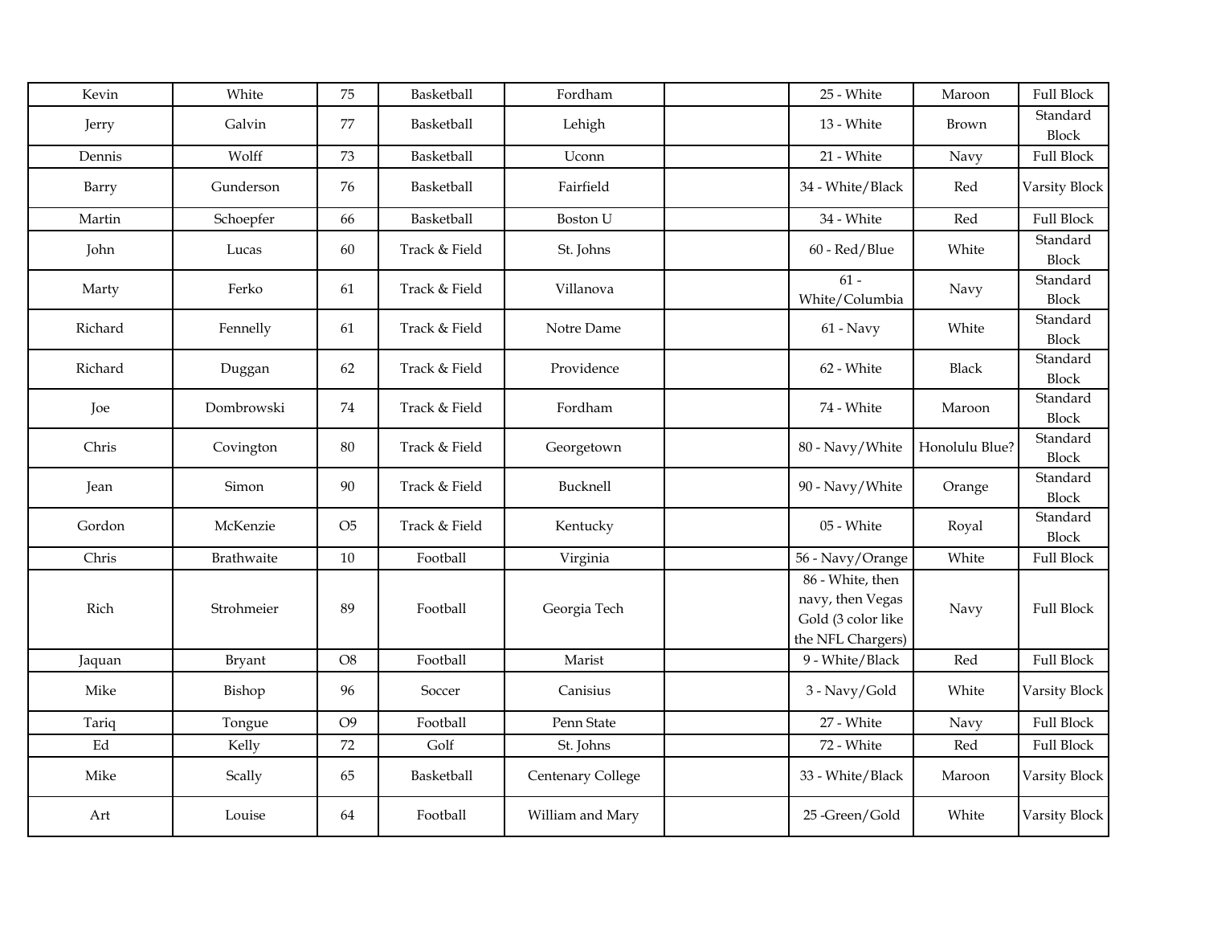| | | | | | | | | |
|---|---|---|---|---|---|---|---|---|
| Kevin | White | 75 | Basketball | Fordham | | 25 - White | Maroon | Full Block |
| Jerry | Galvin | 77 | Basketball | Lehigh | | 13 - White | Brown | Standard Block |
| Dennis | Wolff | 73 | Basketball | Uconn | | 21 - White | Navy | Full Block |
| Barry | Gunderson | 76 | Basketball | Fairfield | | 34 - White/Black | Red | Varsity Block |
| Martin | Schoepfer | 66 | Basketball | Boston U | | 34 - White | Red | Full Block |
| John | Lucas | 60 | Track & Field | St. Johns | | 60 - Red/Blue | White | Standard Block |
| Marty | Ferko | 61 | Track & Field | Villanova | | 61 - White/Columbia | Navy | Standard Block |
| Richard | Fennelly | 61 | Track & Field | Notre Dame | | 61 - Navy | White | Standard Block |
| Richard | Duggan | 62 | Track & Field | Providence | | 62 - White | Black | Standard Block |
| Joe | Dombrowski | 74 | Track & Field | Fordham | | 74 - White | Maroon | Standard Block |
| Chris | Covington | 80 | Track & Field | Georgetown | | 80 - Navy/White | Honolulu Blue? | Standard Block |
| Jean | Simon | 90 | Track & Field | Bucknell | | 90 - Navy/White | Orange | Standard Block |
| Gordon | McKenzie | O5 | Track & Field | Kentucky | | 05 - White | Royal | Standard Block |
| Chris | Brathwaite | 10 | Football | Virginia | | 56 - Navy/Orange | White | Full Block |
| Rich | Strohmeier | 89 | Football | Georgia Tech | | 86 - White, then navy, then Vegas Gold (3 color like the NFL Chargers) | Navy | Full Block |
| Jaquan | Bryant | O8 | Football | Marist | | 9 - White/Black | Red | Full Block |
| Mike | Bishop | 96 | Soccer | Canisius | | 3 - Navy/Gold | White | Varsity Block |
| Tariq | Tongue | O9 | Football | Penn State | | 27 - White | Navy | Full Block |
| Ed | Kelly | 72 | Golf | St. Johns | | 72 - White | Red | Full Block |
| Mike | Scally | 65 | Basketball | Centenary College | | 33 - White/Black | Maroon | Varsity Block |
| Art | Louise | 64 | Football | William and Mary | | 25 -Green/Gold | White | Varsity Block |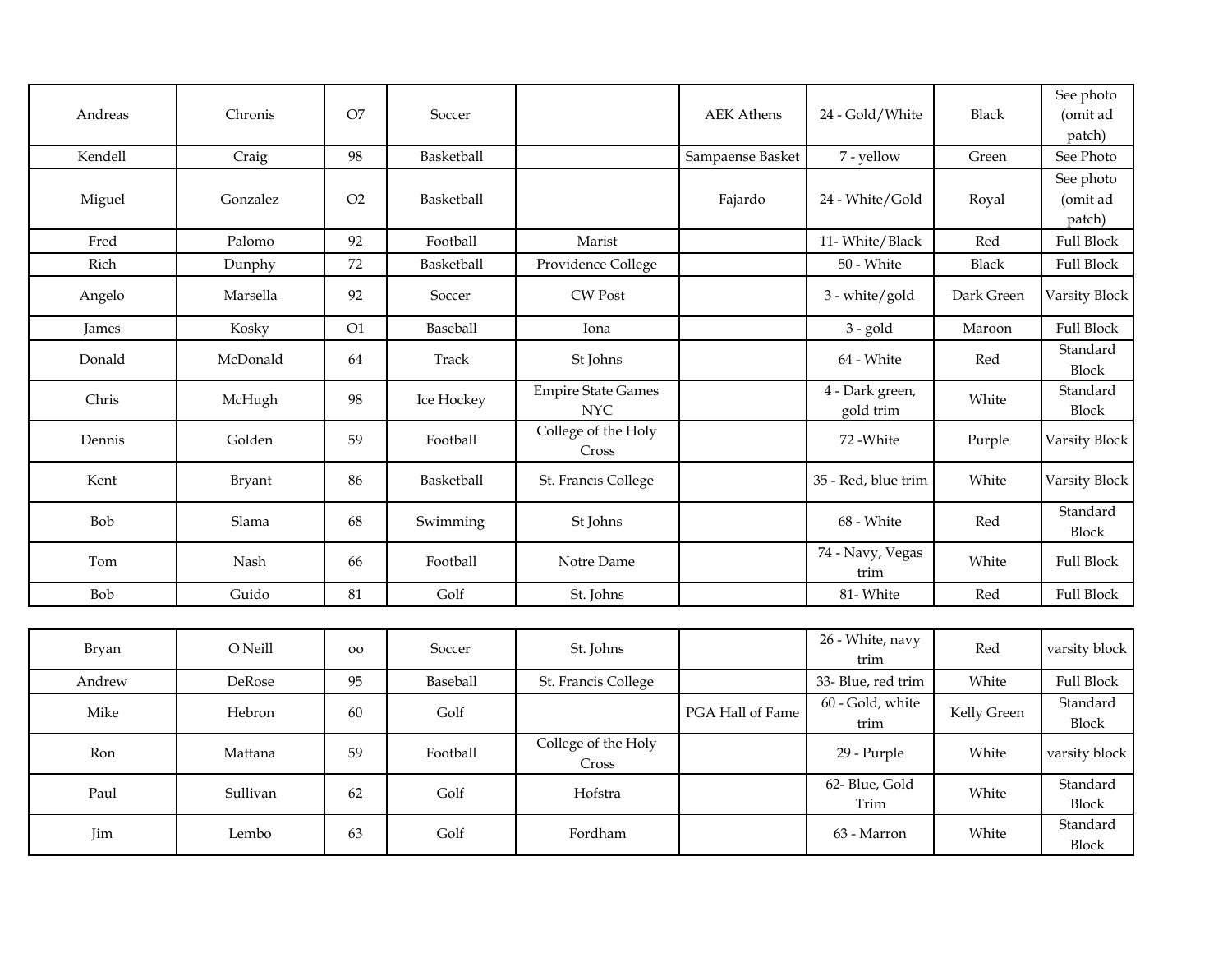| | | | | | | | | |
|---|---|---|---|---|---|---|---|---|
| Andreas | Chronis | O7 | Soccer | | AEK Athens | 24 - Gold/White | Black | See photo (omit ad patch) |
| Kendell | Craig | 98 | Basketball | | Sampaense Basket | 7 - yellow | Green | See Photo |
| Miguel | Gonzalez | O2 | Basketball | | Fajardo | 24 - White/Gold | Royal | See photo (omit ad patch) |
| Fred | Palomo | 92 | Football | Marist | | 11- White/Black | Red | Full Block |
| Rich | Dunphy | 72 | Basketball | Providence College | | 50 - White | Black | Full Block |
| Angelo | Marsella | 92 | Soccer | CW Post | | 3 - white/gold | Dark Green | Varsity Block |
| James | Kosky | O1 | Baseball | Iona | | 3 - gold | Maroon | Full Block |
| Donald | McDonald | 64 | Track | St Johns | | 64 - White | Red | Standard Block |
| Chris | McHugh | 98 | Ice Hockey | Empire State Games NYC | | 4 - Dark green, gold trim | White | Standard Block |
| Dennis | Golden | 59 | Football | College of the Holy Cross | | 72 -White | Purple | Varsity Block |
| Kent | Bryant | 86 | Basketball | St. Francis College | | 35 - Red, blue trim | White | Varsity Block |
| Bob | Slama | 68 | Swimming | St Johns | | 68 - White | Red | Standard Block |
| Tom | Nash | 66 | Football | Notre Dame | | 74 - Navy, Vegas trim | White | Full Block |
| Bob | Guido | 81 | Golf | St. Johns | | 81- White | Red | Full Block |

| | | | | | | | | |
|---|---|---|---|---|---|---|---|---|
| Bryan | O'Neill | oo | Soccer | St. Johns | | 26 - White, navy trim | Red | varsity block |
| Andrew | DeRose | 95 | Baseball | St. Francis College | | 33- Blue, red trim | White | Full Block |
| Mike | Hebron | 60 | Golf | | PGA Hall of Fame | 60 - Gold, white trim | Kelly Green | Standard Block |
| Ron | Mattana | 59 | Football | College of the Holy Cross | | 29 - Purple | White | varsity block |
| Paul | Sullivan | 62 | Golf | Hofstra | | 62- Blue, Gold Trim | White | Standard Block |
| Jim | Lembo | 63 | Golf | Fordham | | 63 - Marron | White | Standard Block |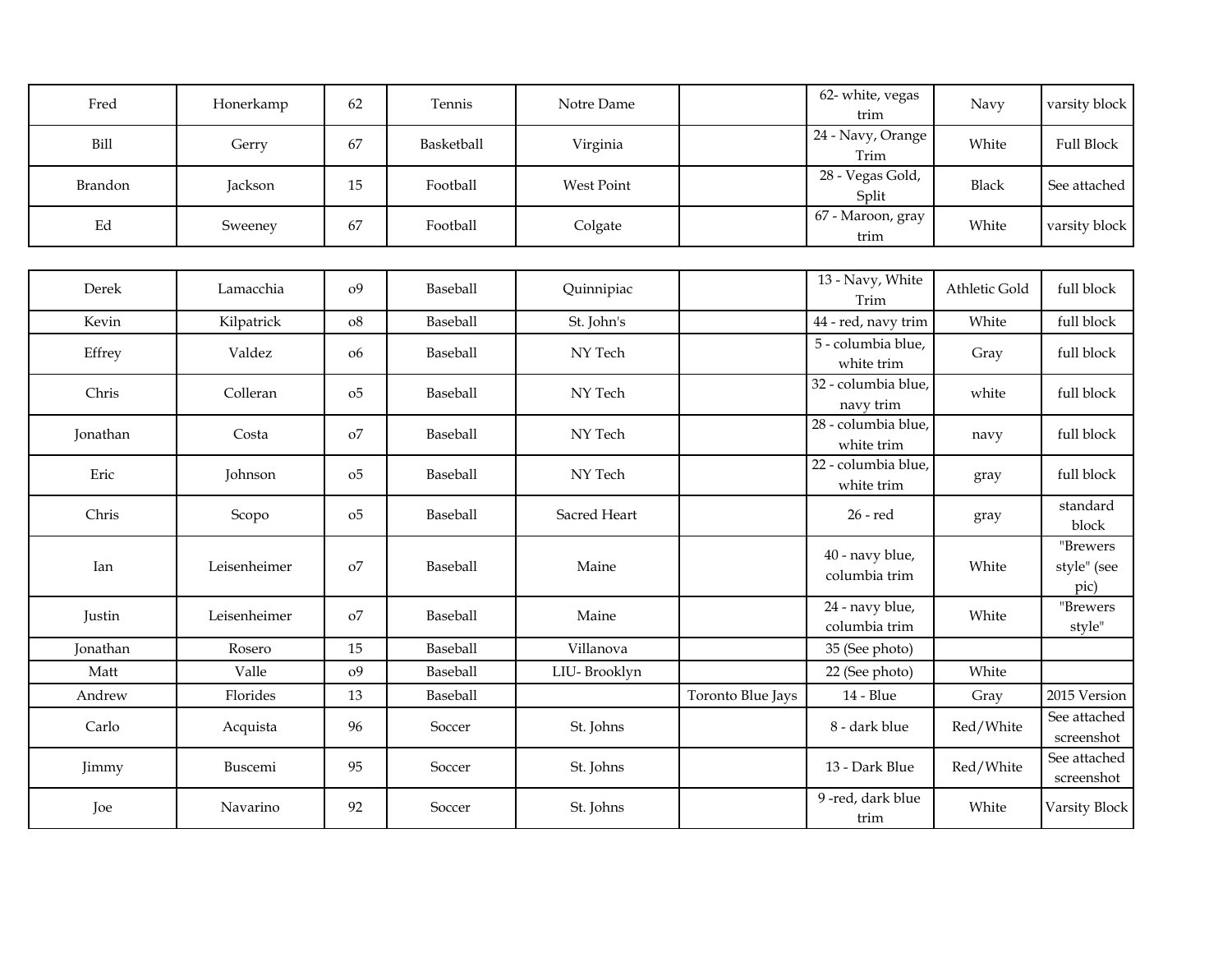| | | | | | | | | |
|---|---|---|---|---|---|---|---|---|
| Fred | Honerkamp | 62 | Tennis | Notre Dame | | 62- white, vegas trim | Navy | varsity block |
| Bill | Gerry | 67 | Basketball | Virginia | | 24 - Navy, Orange Trim | White | Full Block |
| Brandon | Jackson | 15 | Football | West Point | | 28 - Vegas Gold, Split | Black | See attached |
| Ed | Sweeney | 67 | Football | Colgate | | 67 - Maroon, gray trim | White | varsity block |

| | | | | | | | | |
|---|---|---|---|---|---|---|---|---|
| Derek | Lamacchia | 09 | Baseball | Quinnipiac | | 13 - Navy, White Trim | Athletic Gold | full block |
| Kevin | Kilpatrick | 08 | Baseball | St. John's | | 44 - red, navy trim | White | full block |
| Effrey | Valdez | 06 | Baseball | NY Tech | | 5 - columbia blue, white trim | Gray | full block |
| Chris | Colleran | 05 | Baseball | NY Tech | | 32 - columbia blue, navy trim | white | full block |
| Jonathan | Costa | 07 | Baseball | NY Tech | | 28 - columbia blue, white trim | navy | full block |
| Eric | Johnson | 05 | Baseball | NY Tech | | 22 - columbia blue, white trim | gray | full block |
| Chris | Scopo | 05 | Baseball | Sacred Heart | | 26 - red | gray | standard block |
| Ian | Leisenheimer | 07 | Baseball | Maine | | 40 - navy blue, columbia trim | White | "Brewers style" (see pic) |
| Justin | Leisenheimer | 07 | Baseball | Maine | | 24 - navy blue, columbia trim | White | "Brewers style" |
| Jonathan | Rosero | 15 | Baseball | Villanova | | 35 (See photo) | | |
| Matt | Valle | 09 | Baseball | LIU- Brooklyn | | 22 (See photo) | White | |
| Andrew | Florides | 13 | Baseball | | Toronto Blue Jays | 14 - Blue | Gray | 2015 Version |
| Carlo | Acquista | 96 | Soccer | St. Johns | | 8 - dark blue | Red/White | See attached screenshot |
| Jimmy | Buscemi | 95 | Soccer | St. Johns | | 13 - Dark Blue | Red/White | See attached screenshot |
| Joe | Navarino | 92 | Soccer | St. Johns | | 9 -red, dark blue trim | White | Varsity Block |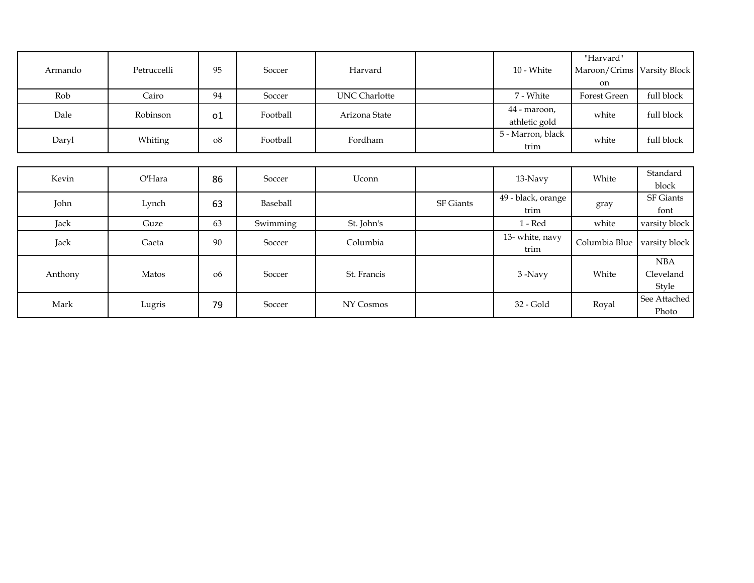| | | | | | | | | |
|---|---|---|---|---|---|---|---|---|
| Armando | Petruccelli | 95 | Soccer | Harvard | | 10 - White | "Harvard" Maroon/Crimson | Varsity Block |
| Rob | Cairo | 94 | Soccer | UNC Charlotte | | 7 - White | Forest Green | full block |
| Dale | Robinson | o1 | Football | Arizona State | | 44 - maroon, athletic gold | white | full block |
| Daryl | Whiting | o8 | Football | Fordham | | 5 - Marron, black trim | white | full block |

| | | | | | | | | |
|---|---|---|---|---|---|---|---|---|
| Kevin | O'Hara | 86 | Soccer | Uconn | | 13-Navy | White | Standard block |
| John | Lynch | 63 | Baseball | | SF Giants | 49 - black, orange trim | gray | SF Giants font |
| Jack | Guze | 63 | Swimming | St. John's | | 1 - Red | white | varsity block |
| Jack | Gaeta | 90 | Soccer | Columbia | | 13- white, navy trim | Columbia Blue | varsity block |
| Anthony | Matos | o6 | Soccer | St. Francis | | 3 -Navy | White | NBA Cleveland Style |
| Mark | Lugris | 79 | Soccer | NY Cosmos | | 32 - Gold | Royal | See Attached Photo |